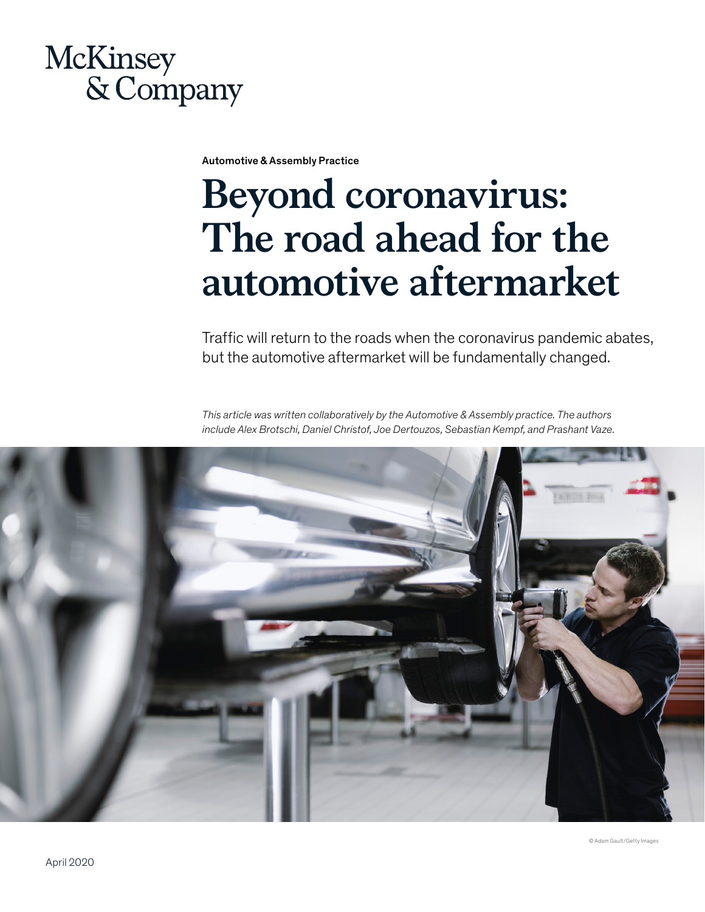McKinsey & Company

Automotive & Assembly Practice

# Beyond coronavirus: The road ahead for the automotive aftermarket

Traffic will return to the roads when the coronavirus pandemic abates, but the automotive aftermarket will be fundamentally changed.

*This article was written collaboratively by the Automotive & Assembly practice. The authors include Alex Brotschi, Daniel Christof, Joe Dertouzos, Sebastian Kempf, and Prashant Vaze.*

© Adam Gault/Getty Images

April 2020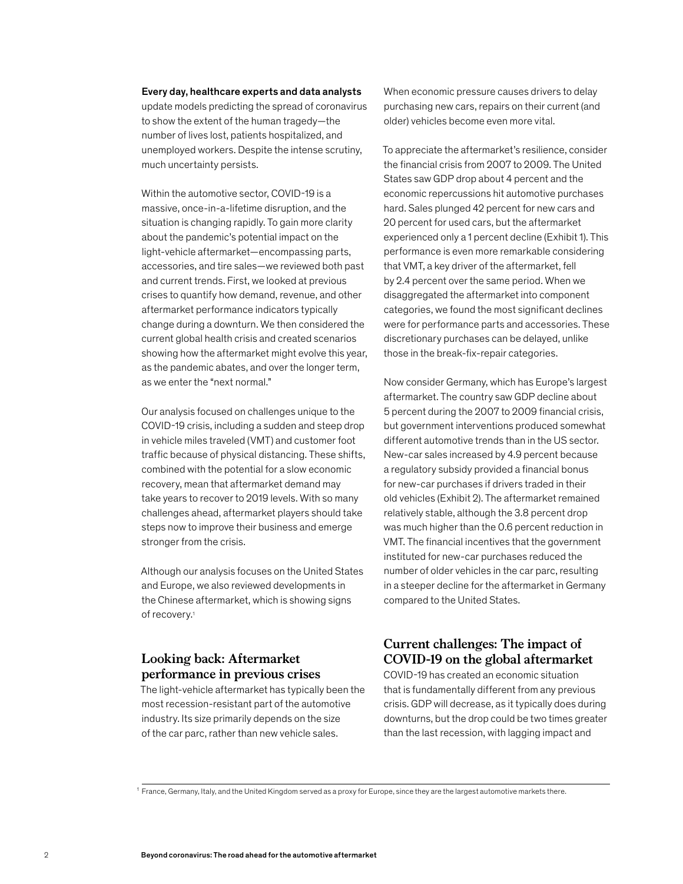**Every day, healthcare experts and data analysts** update models predicting the spread of coronavirus to show the extent of the human tragedy—the number of lives lost, patients hospitalized, and unemployed workers. Despite the intense scrutiny, much uncertainty persists.

Within the automotive sector, COVID-19 is a massive, once-in-a-lifetime disruption, and the situation is changing rapidly. To gain more clarity about the pandemic's potential impact on the light-vehicle aftermarket—encompassing parts, accessories, and tire sales—we reviewed both past and current trends. First, we looked at previous crises to quantify how demand, revenue, and other aftermarket performance indicators typically change during a downturn. We then considered the current global health crisis and created scenarios showing how the aftermarket might evolve this year, as the pandemic abates, and over the longer term, as we enter the "next normal."

Our analysis focused on challenges unique to the COVID-19 crisis, including a sudden and steep drop in vehicle miles traveled (VMT) and customer foot traffic because of physical distancing. These shifts, combined with the potential for a slow economic recovery, mean that aftermarket demand may take years to recover to 2019 levels. With so many challenges ahead, aftermarket players should take steps now to improve their business and emerge stronger from the crisis.

Although our analysis focuses on the United States and Europe, we also reviewed developments in the Chinese aftermarket, which is showing signs of recovery.[1]

## Looking back: Aftermarket performance in previous crises

The light-vehicle aftermarket has typically been the most recession-resistant part of the automotive industry. Its size primarily depends on the size of the car parc, rather than new vehicle sales. When economic pressure causes drivers to delay purchasing new cars, repairs on their current (and older) vehicles become even more vital.

To appreciate the aftermarket's resilience, consider the financial crisis from 2007 to 2009. The United States saw GDP drop about 4 percent and the economic repercussions hit automotive purchases hard. Sales plunged 42 percent for new cars and 20 percent for used cars, but the aftermarket experienced only a 1 percent decline (Exhibit 1). This performance is even more remarkable considering that VMT, a key driver of the aftermarket, fell by 2.4 percent over the same period. When we disaggregated the aftermarket into component categories, we found the most significant declines were for performance parts and accessories. These discretionary purchases can be delayed, unlike those in the break-fix-repair categories.

Now consider Germany, which has Europe's largest aftermarket. The country saw GDP decline about 5 percent during the 2007 to 2009 financial crisis, but government interventions produced somewhat different automotive trends than in the US sector. New-car sales increased by 4.9 percent because a regulatory subsidy provided a financial bonus for new-car purchases if drivers traded in their old vehicles (Exhibit 2). The aftermarket remained relatively stable, although the 3.8 percent drop was much higher than the 0.6 percent reduction in VMT. The financial incentives that the government instituted for new-car purchases reduced the number of older vehicles in the car parc, resulting in a steeper decline for the aftermarket in Germany compared to the United States.

## Current challenges: The impact of COVID-19 on the global aftermarket

COVID-19 has created an economic situation that is fundamentally different from any previous crisis. GDP will decrease, as it typically does during downturns, but the drop could be two times greater than the last recession, with lagging impact and

[1] France, Germany, Italy, and the United Kingdom served as a proxy for Europe, since they are the largest automotive markets there.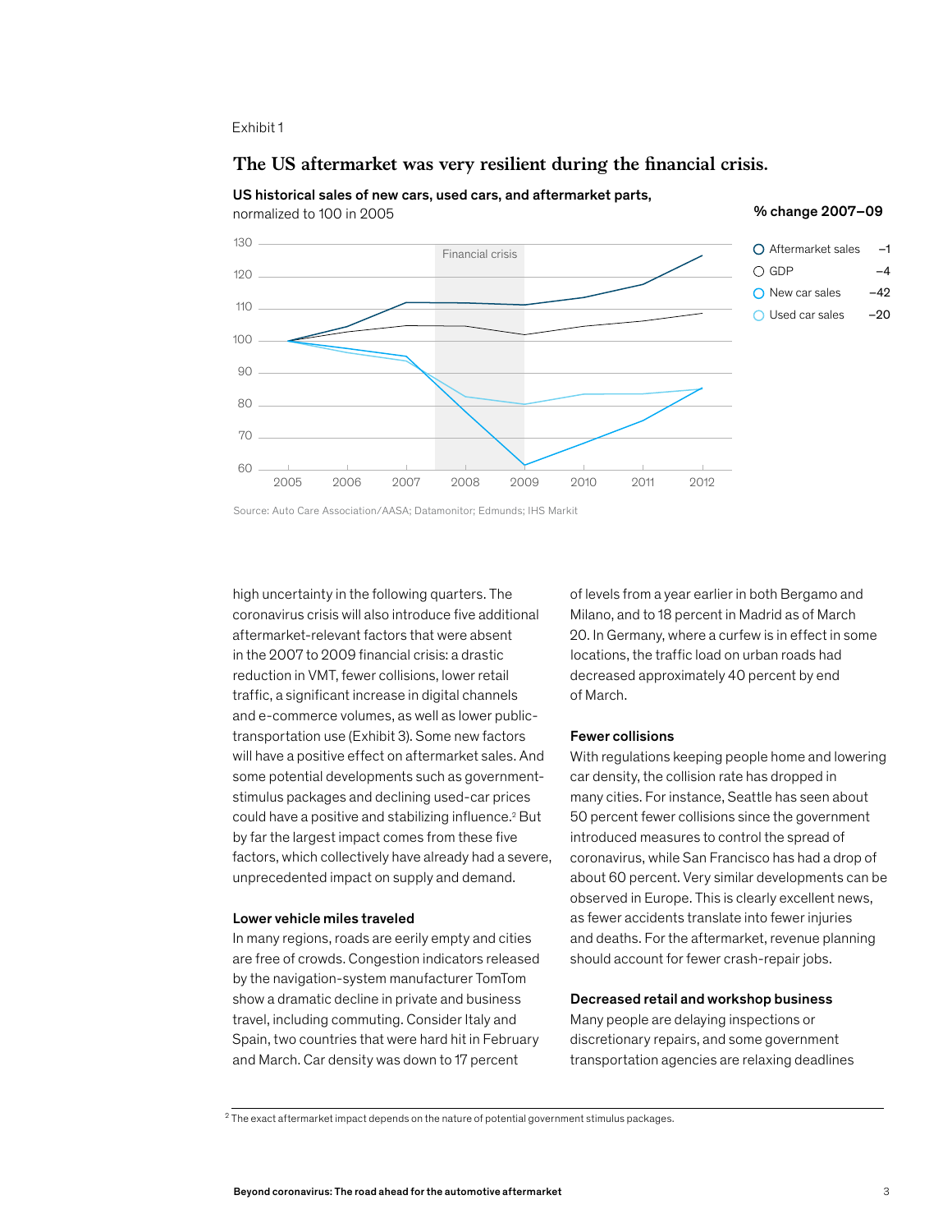Exhibit 1

## The US aftermarket was very resilient during the financial crisis.

**US historical sales of new cars, used cars, and aftermarket parts,** normalized to 100 in 2005

**% change 2007–09**

| Series | % change 2007–09 |
| --- | --- |
| Aftermarket sales | –1 |
| GDP | –4 |
| New car sales | –42 |
| Used car sales | –20 |

Source: Auto Care Association/AASA; Datamonitor; Edmunds; IHS Markit

high uncertainty in the following quarters. The coronavirus crisis will also introduce five additional aftermarket-relevant factors that were absent in the 2007 to 2009 financial crisis: a drastic reduction in VMT, fewer collisions, lower retail traffic, a significant increase in digital channels and e-commerce volumes, as well as lower public-transportation use (Exhibit 3). Some new factors will have a positive effect on aftermarket sales. And some potential developments such as government-stimulus packages and declining used-car prices could have a positive and stabilizing influence.[2] But by far the largest impact comes from these five factors, which collectively have already had a severe, unprecedented impact on supply and demand.

### Lower vehicle miles traveled

In many regions, roads are eerily empty and cities are free of crowds. Congestion indicators released by the navigation-system manufacturer TomTom show a dramatic decline in private and business travel, including commuting. Consider Italy and Spain, two countries that were hard hit in February and March. Car density was down to 17 percent of levels from a year earlier in both Bergamo and Milano, and to 18 percent in Madrid as of March 20. In Germany, where a curfew is in effect in some locations, the traffic load on urban roads had decreased approximately 40 percent by end of March.

### Fewer collisions

With regulations keeping people home and lowering car density, the collision rate has dropped in many cities. For instance, Seattle has seen about 50 percent fewer collisions since the government introduced measures to control the spread of coronavirus, while San Francisco has had a drop of about 60 percent. Very similar developments can be observed in Europe. This is clearly excellent news, as fewer accidents translate into fewer injuries and deaths. For the aftermarket, revenue planning should account for fewer crash-repair jobs.

### Decreased retail and workshop business

Many people are delaying inspections or discretionary repairs, and some government transportation agencies are relaxing deadlines

[2] The exact aftermarket impact depends on the nature of potential government stimulus packages.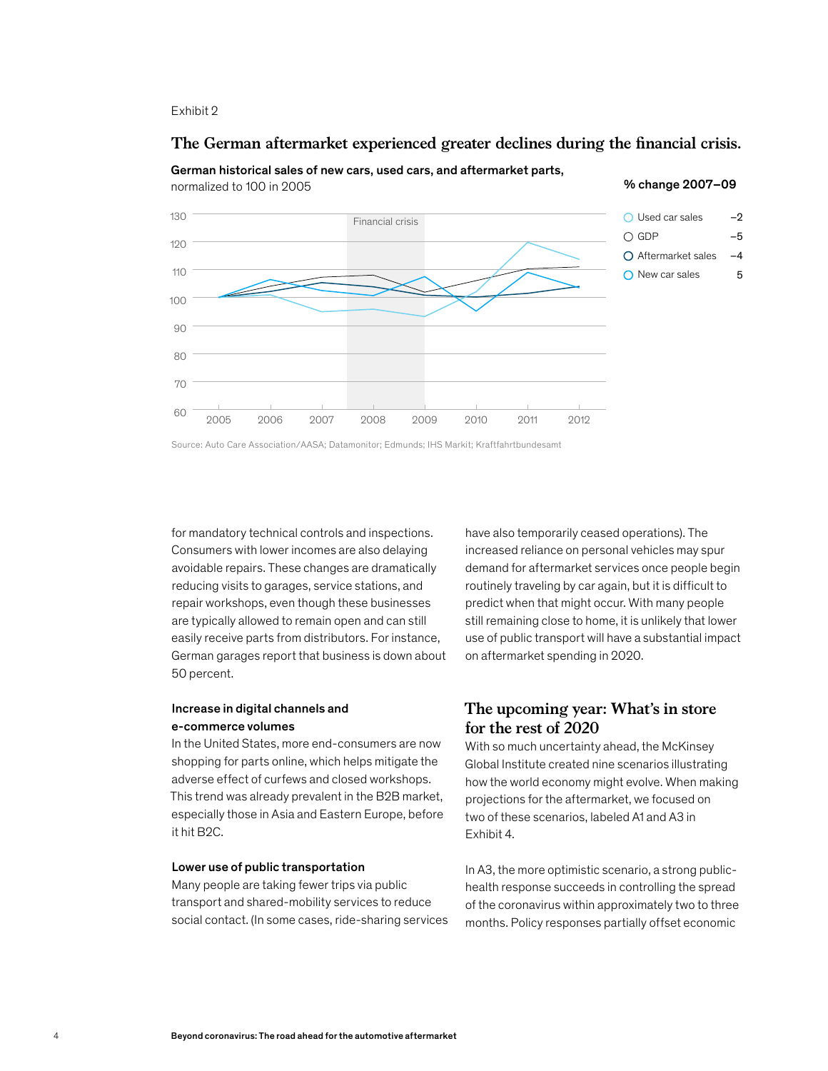Exhibit 2

## The German aftermarket experienced greater declines during the financial crisis.

**German historical sales of new cars, used cars, and aftermarket parts,** normalized to 100 in 2005

**% change 2007–09**

| Series | % change 2007–09 |
| --- | --- |
| Used car sales | –2 |
| GDP | –5 |
| Aftermarket sales | –4 |
| New car sales | 5 |

Source: Auto Care Association/AASA; Datamonitor; Edmunds; IHS Markit; Kraftfahrtbundesamt

for mandatory technical controls and inspections. Consumers with lower incomes are also delaying avoidable repairs. These changes are dramatically reducing visits to garages, service stations, and repair workshops, even though these businesses are typically allowed to remain open and can still easily receive parts from distributors. For instance, German garages report that business is down about 50 percent.

**Increase in digital channels and e-commerce volumes**

In the United States, more end-consumers are now shopping for parts online, which helps mitigate the adverse effect of curfews and closed workshops. This trend was already prevalent in the B2B market, especially those in Asia and Eastern Europe, before it hit B2C.

**Lower use of public transportation**

Many people are taking fewer trips via public transport and shared-mobility services to reduce social contact. (In some cases, ride-sharing services have also temporarily ceased operations). The increased reliance on personal vehicles may spur demand for aftermarket services once people begin routinely traveling by car again, but it is difficult to predict when that might occur. With many people still remaining close to home, it is unlikely that lower use of public transport will have a substantial impact on aftermarket spending in 2020.

## The upcoming year: What's in store for the rest of 2020

With so much uncertainty ahead, the McKinsey Global Institute created nine scenarios illustrating how the world economy might evolve. When making projections for the aftermarket, we focused on two of these scenarios, labeled A1 and A3 in Exhibit 4.

In A3, the more optimistic scenario, a strong public-health response succeeds in controlling the spread of the coronavirus within approximately two to three months. Policy responses partially offset economic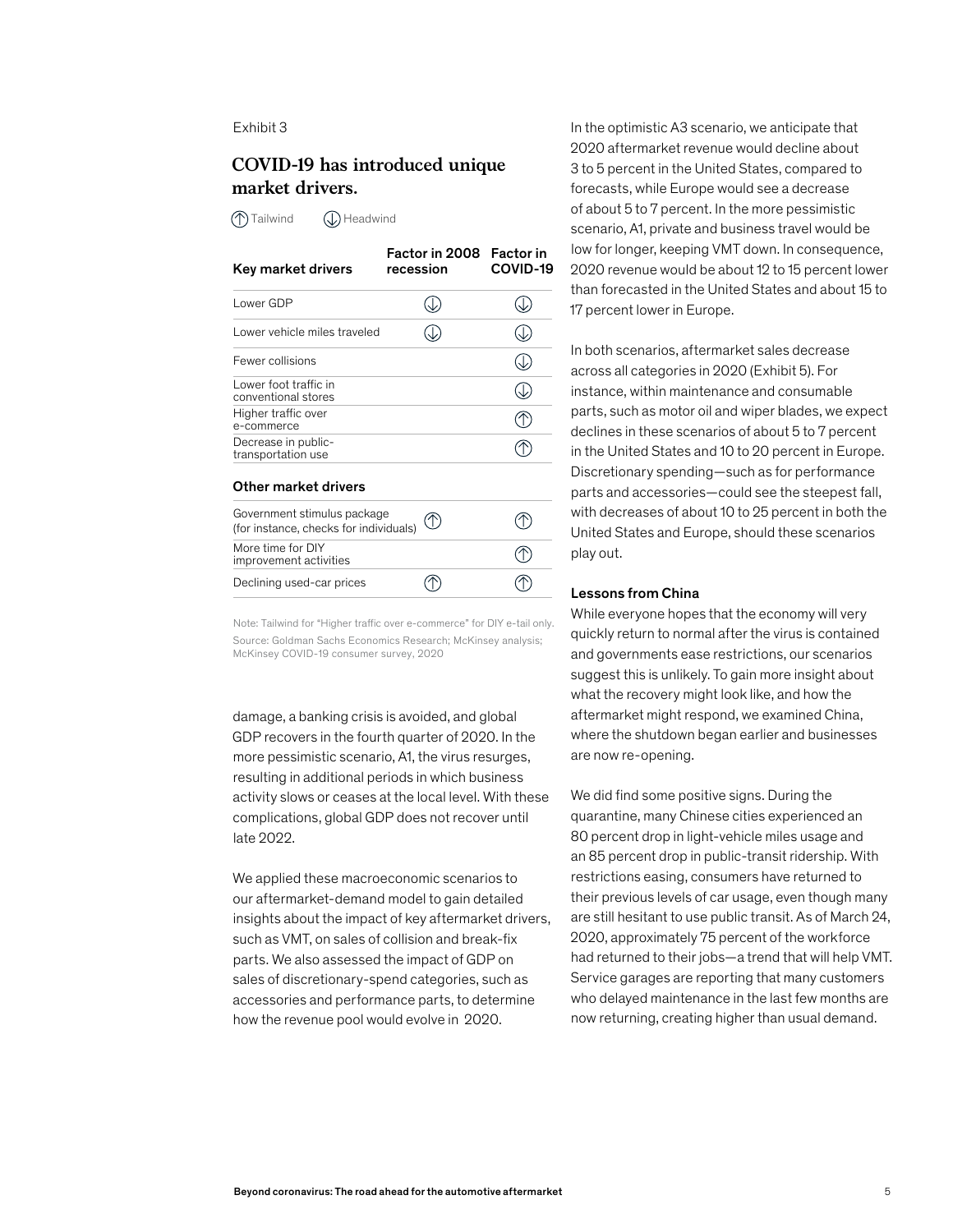Exhibit 3

## COVID-19 has introduced unique market drivers.

↑ Tailwind ↓ Headwind

| Key market drivers | Factor in 2008 recession | Factor in COVID-19 |
|---|---|---|
| Lower GDP | ↓ | ↓ |
| Lower vehicle miles traveled | ↓ | ↓ |
| Fewer collisions | | ↓ |
| Lower foot traffic in conventional stores | | ↓ |
| Higher traffic over e-commerce | | ↑ |
| Decrease in public-transportation use | | ↑ |
| **Other market drivers** | | |
| Government stimulus package (for instance, checks for individuals) | ↑ | ↑ |
| More time for DIY improvement activities | | ↑ |
| Declining used-car prices | ↑ | ↑ |

Note: Tailwind for "Higher traffic over e-commerce" for DIY e-tail only.
Source: Goldman Sachs Economics Research; McKinsey analysis; McKinsey COVID-19 consumer survey, 2020

damage, a banking crisis is avoided, and global GDP recovers in the fourth quarter of 2020. In the more pessimistic scenario, A1, the virus resurges, resulting in additional periods in which business activity slows or ceases at the local level. With these complications, global GDP does not recover until late 2022.

We applied these macroeconomic scenarios to our aftermarket-demand model to gain detailed insights about the impact of key aftermarket drivers, such as VMT, on sales of collision and break-fix parts. We also assessed the impact of GDP on sales of discretionary-spend categories, such as accessories and performance parts, to determine how the revenue pool would evolve in 2020.

In the optimistic A3 scenario, we anticipate that 2020 aftermarket revenue would decline about 3 to 5 percent in the United States, compared to forecasts, while Europe would see a decrease of about 5 to 7 percent. In the more pessimistic scenario, A1, private and business travel would be low for longer, keeping VMT down. In consequence, 2020 revenue would be about 12 to 15 percent lower than forecasted in the United States and about 15 to 17 percent lower in Europe.

In both scenarios, aftermarket sales decrease across all categories in 2020 (Exhibit 5). For instance, within maintenance and consumable parts, such as motor oil and wiper blades, we expect declines in these scenarios of about 5 to 7 percent in the United States and 10 to 20 percent in Europe. Discretionary spending—such as for performance parts and accessories—could see the steepest fall, with decreases of about 10 to 25 percent in both the United States and Europe, should these scenarios play out.

### Lessons from China

While everyone hopes that the economy will very quickly return to normal after the virus is contained and governments ease restrictions, our scenarios suggest this is unlikely. To gain more insight about what the recovery might look like, and how the aftermarket might respond, we examined China, where the shutdown began earlier and businesses are now re-opening.

We did find some positive signs. During the quarantine, many Chinese cities experienced an 80 percent drop in light-vehicle miles usage and an 85 percent drop in public-transit ridership. With restrictions easing, consumers have returned to their previous levels of car usage, even though many are still hesitant to use public transit. As of March 24, 2020, approximately 75 percent of the workforce had returned to their jobs—a trend that will help VMT. Service garages are reporting that many customers who delayed maintenance in the last few months are now returning, creating higher than usual demand.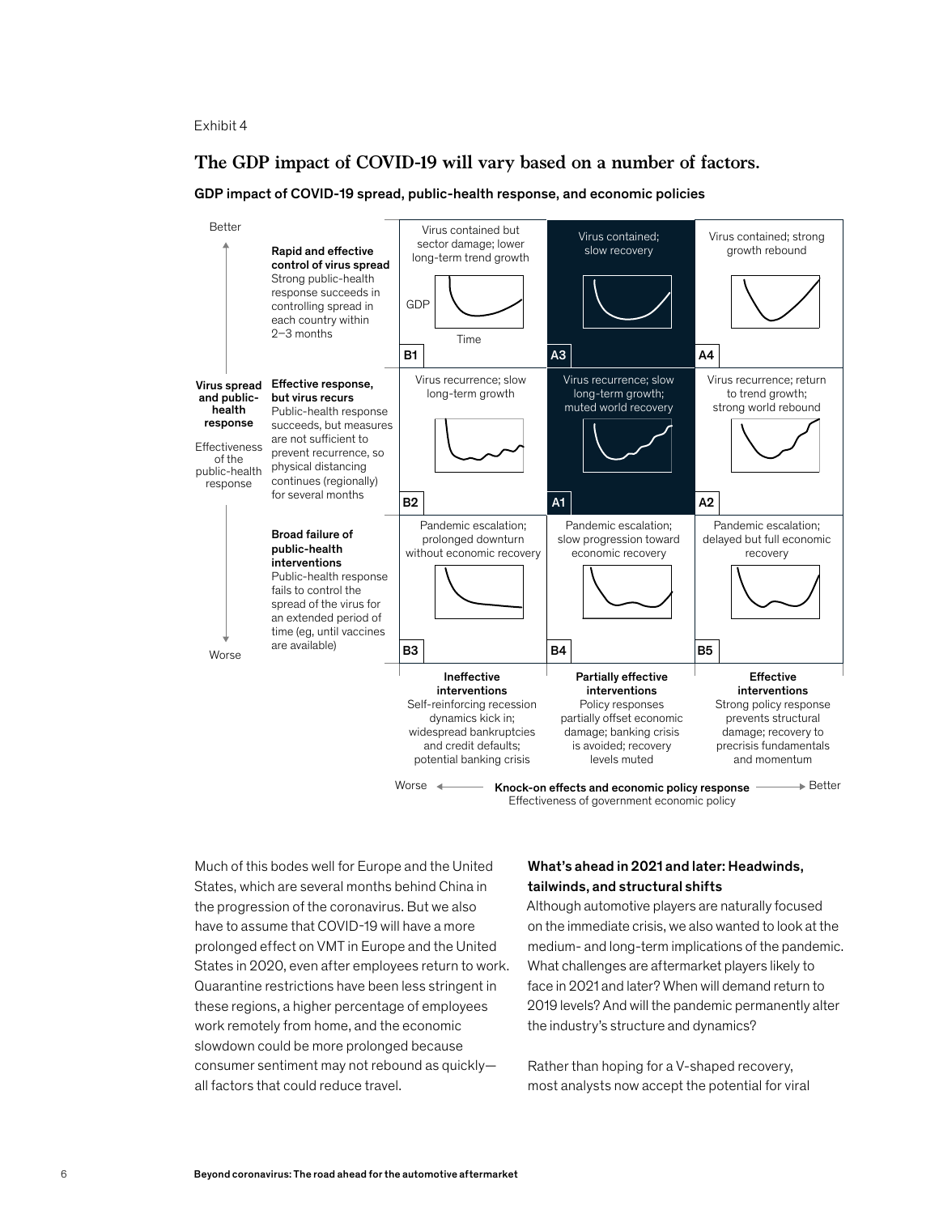Exhibit 4

## The GDP impact of COVID-19 will vary based on a number of factors.

GDP impact of COVID-19 spread, public-health response, and economic policies

| Virus spread and public-health response (Effectiveness of the public-health response) | Ineffective interventions | Partially effective interventions | Effective interventions |
|---|---|---|---|
| **Better** — **Rapid and effective control of virus spread** Strong public-health response succeeds in controlling spread in each country within 2–3 months | B1: Virus contained but sector damage; lower long-term trend growth | A3: Virus contained; slow recovery | A4: Virus contained; strong growth rebound |
| **Effective response, but virus recurs** Public-health response succeeds, but measures are not sufficient to prevent recurrence, so physical distancing continues (regionally) for several months | B2: Virus recurrence; slow long-term growth | A1: Virus recurrence; slow long-term growth; muted world recovery | A2: Virus recurrence; return to trend growth; strong world rebound |
| **Worse** — **Broad failure of public-health interventions** Public-health response fails to control the spread of the virus for an extended period of time (eg, until vaccines are available) | B3: Pandemic escalation; prolonged downturn without economic recovery | B4: Pandemic escalation; slow progression toward economic recovery | B5: Pandemic escalation; delayed but full economic recovery |
| | **Ineffective interventions** Self-reinforcing recession dynamics kick in; widespread bankruptcies and credit defaults; potential banking crisis | **Partially effective interventions** Policy responses partially offset economic damage; banking crisis is avoided; recovery levels muted | **Effective interventions** Strong policy response prevents structural damage; recovery to precrisis fundamentals and momentum |

Worse ← **Knock-on effects and economic policy response** → Better
Effectiveness of government economic policy

Much of this bodes well for Europe and the United States, which are several months behind China in the progression of the coronavirus. But we also have to assume that COVID-19 will have a more prolonged effect on VMT in Europe and the United States in 2020, even after employees return to work. Quarantine restrictions have been less stringent in these regions, a higher percentage of employees work remotely from home, and the economic slowdown could be more prolonged because consumer sentiment may not rebound as quickly—all factors that could reduce travel.

### What's ahead in 2021 and later: Headwinds, tailwinds, and structural shifts

Although automotive players are naturally focused on the immediate crisis, we also wanted to look at the medium- and long-term implications of the pandemic. What challenges are aftermarket players likely to face in 2021 and later? When will demand return to 2019 levels? And will the pandemic permanently alter the industry's structure and dynamics?

Rather than hoping for a V-shaped recovery, most analysts now accept the potential for viral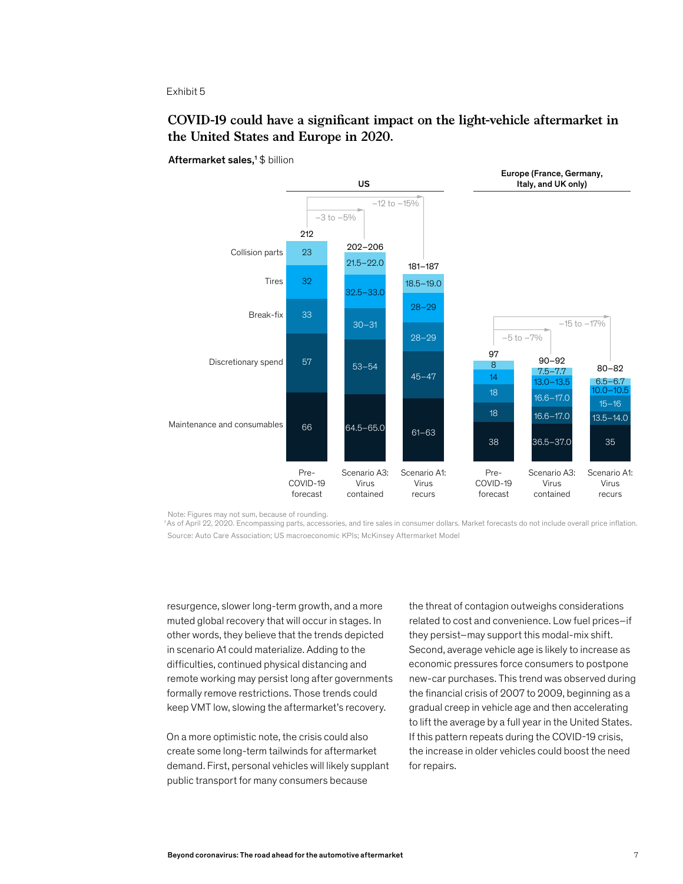Exhibit 5

## COVID-19 could have a significant impact on the light-vehicle aftermarket in the United States and Europe in 2020.

**Aftermarket sales,[1]** $ billion

**US**

| | Pre-COVID-19 forecast | Scenario A3: Virus contained | Scenario A1: Virus recurs |
|---|---|---|---|
| Total | 212 | 202–206 | 181–187 |
| Change vs pre-COVID-19 forecast | | –3 to –5% | –12 to –15% |
| Collision parts | 23 | 21.5–22.0 | 18.5–19.0 |
| Tires | 32 | 32.5–33.0 | 28–29 |
| Break-fix | 33 | 30–31 | 28–29 |
| Discretionary spend | 57 | 53–54 | 45–47 |
| Maintenance and consumables | 66 | 64.5–65.0 | 61–63 |

**Europe (France, Germany, Italy, and UK only)**

| | Pre-COVID-19 forecast | Scenario A3: Virus contained | Scenario A1: Virus recurs |
|---|---|---|---|
| Total | 97 | 90–92 | 80–82 |
| Change vs pre-COVID-19 forecast | | –5 to –7% | –15 to –17% |
| Collision parts | 8 | 7.5–7.7 | 6.5–6.7 |
| Tires | 14 | 13.0–13.5 | 10.0–10.5 |
| Break-fix | 18 | 16.6–17.0 | 15–16 |
| Discretionary spend | 18 | 16.6–17.0 | 13.5–14.0 |
| Maintenance and consumables | 38 | 36.5–37.0 | 35 |

Note: Figures may not sum, because of rounding.

[1] As of April 22, 2020. Encompassing parts, accessories, and tire sales in consumer dollars. Market forecasts do not include overall price inflation.

Source: Auto Care Association; US macroeconomic KPIs; McKinsey Aftermarket Model

resurgence, slower long-term growth, and a more muted global recovery that will occur in stages. In other words, they believe that the trends depicted in scenario A1 could materialize. Adding to the difficulties, continued physical distancing and remote working may persist long after governments formally remove restrictions. Those trends could keep VMT low, slowing the aftermarket's recovery.

On a more optimistic note, the crisis could also create some long-term tailwinds for aftermarket demand. First, personal vehicles will likely supplant public transport for many consumers because the threat of contagion outweighs considerations related to cost and convenience. Low fuel prices—if they persist—may support this modal-mix shift. Second, average vehicle age is likely to increase as economic pressures force consumers to postpone new-car purchases. This trend was observed during the financial crisis of 2007 to 2009, beginning as a gradual creep in vehicle age and then accelerating to lift the average by a full year in the United States. If this pattern repeats during the COVID-19 crisis, the increase in older vehicles could boost the need for repairs.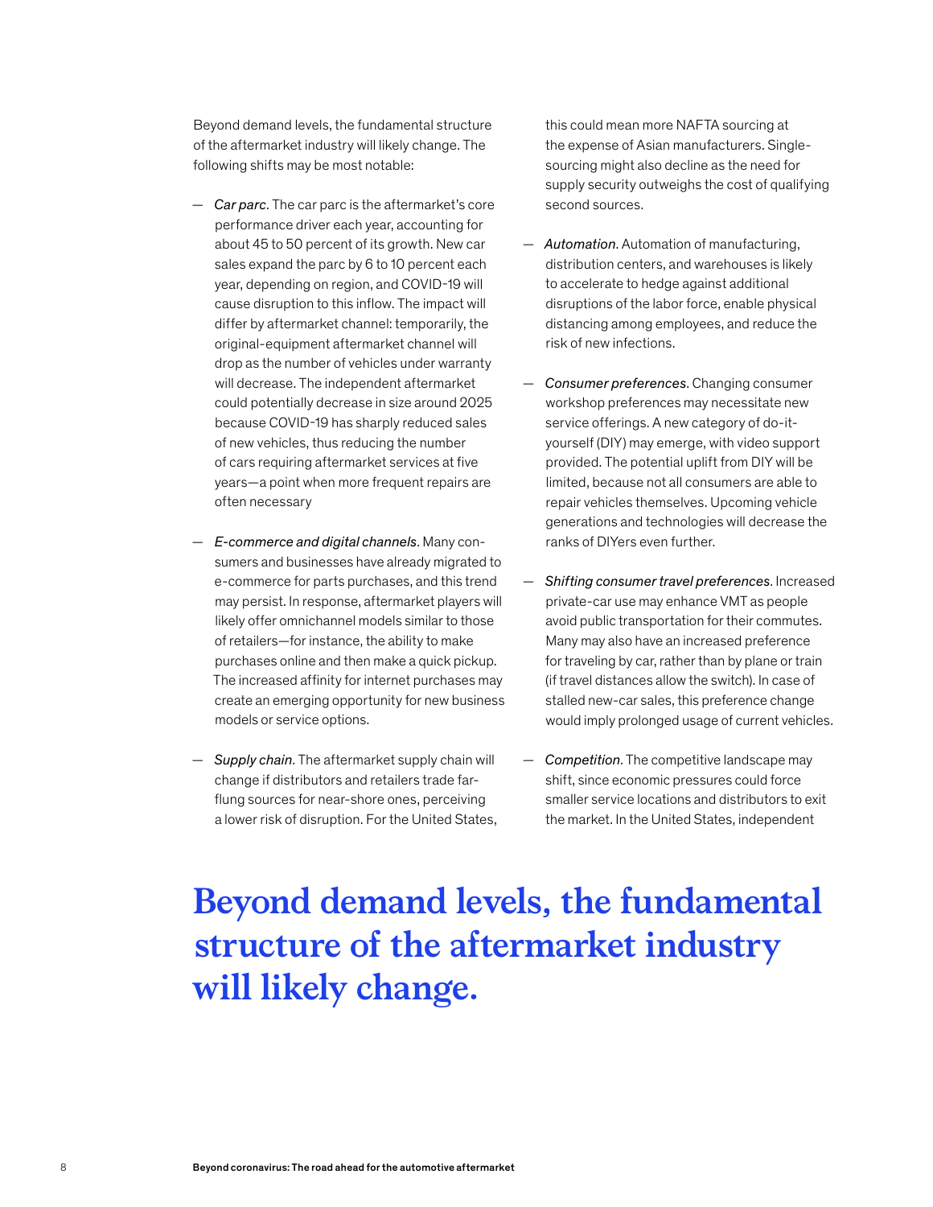Beyond demand levels, the fundamental structure of the aftermarket industry will likely change. The following shifts may be most notable:

- *Car parc*. The car parc is the aftermarket's core performance driver each year, accounting for about 45 to 50 percent of its growth. New car sales expand the parc by 6 to 10 percent each year, depending on region, and COVID-19 will cause disruption to this inflow. The impact will differ by aftermarket channel: temporarily, the original-equipment aftermarket channel will drop as the number of vehicles under warranty will decrease. The independent aftermarket could potentially decrease in size around 2025 because COVID-19 has sharply reduced sales of new vehicles, thus reducing the number of cars requiring aftermarket services at five years—a point when more frequent repairs are often necessary

- *E-commerce and digital channels*. Many consumers and businesses have already migrated to e-commerce for parts purchases, and this trend may persist. In response, aftermarket players will likely offer omnichannel models similar to those of retailers—for instance, the ability to make purchases online and then make a quick pickup. The increased affinity for internet purchases may create an emerging opportunity for new business models or service options.

- *Supply chain*. The aftermarket supply chain will change if distributors and retailers trade far-flung sources for near-shore ones, perceiving a lower risk of disruption. For the United States, this could mean more NAFTA sourcing at the expense of Asian manufacturers. Single-sourcing might also decline as the need for supply security outweighs the cost of qualifying second sources.

- *Automation*. Automation of manufacturing, distribution centers, and warehouses is likely to accelerate to hedge against additional disruptions of the labor force, enable physical distancing among employees, and reduce the risk of new infections.

- *Consumer preferences*. Changing consumer workshop preferences may necessitate new service offerings. A new category of do-it-yourself (DIY) may emerge, with video support provided. The potential uplift from DIY will be limited, because not all consumers are able to repair vehicles themselves. Upcoming vehicle generations and technologies will decrease the ranks of DIYers even further.

- *Shifting consumer travel preferences*. Increased private-car use may enhance VMT as people avoid public transportation for their commutes. Many may also have an increased preference for traveling by car, rather than by plane or train (if travel distances allow the switch). In case of stalled new-car sales, this preference change would imply prolonged usage of current vehicles.

- *Competition*. The competitive landscape may shift, since economic pressures could force smaller service locations and distributors to exit the market. In the United States, independent

**Beyond demand levels, the fundamental structure of the aftermarket industry will likely change.**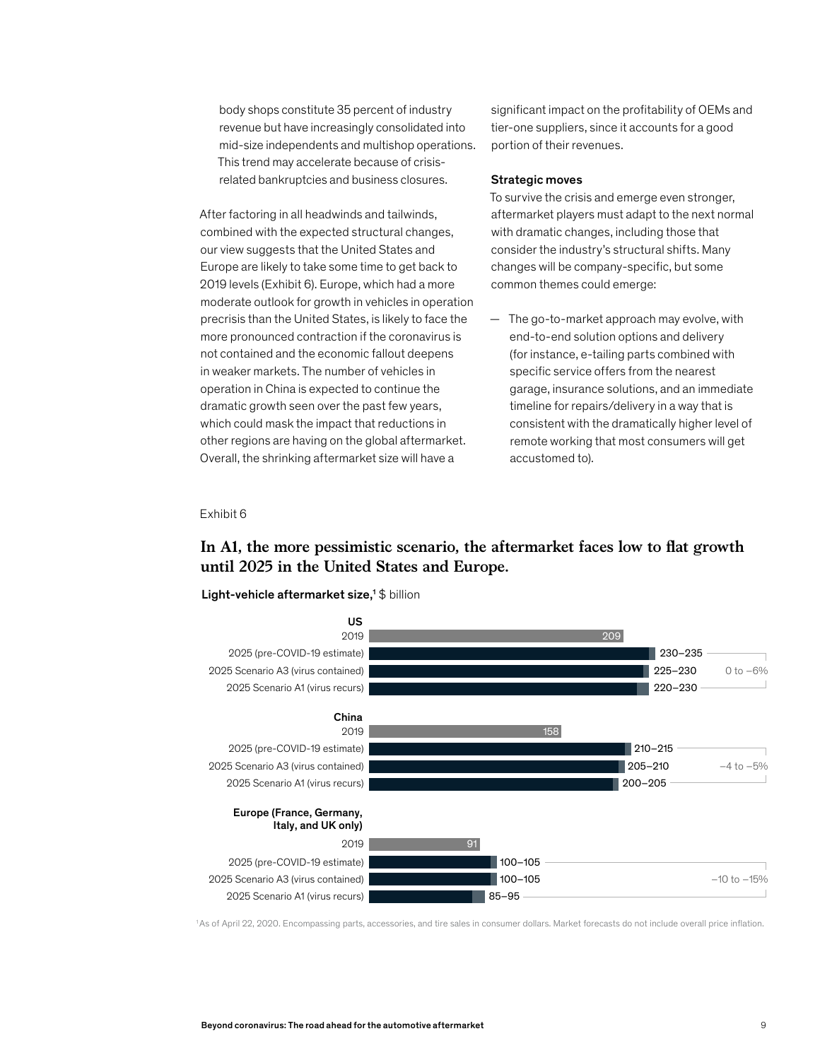body shops constitute 35 percent of industry revenue but have increasingly consolidated into mid-size independents and multishop operations. This trend may accelerate because of crisis-related bankruptcies and business closures.

After factoring in all headwinds and tailwinds, combined with the expected structural changes, our view suggests that the United States and Europe are likely to take some time to get back to 2019 levels (Exhibit 6). Europe, which had a more moderate outlook for growth in vehicles in operation precrisis than the United States, is likely to face the more pronounced contraction if the coronavirus is not contained and the economic fallout deepens in weaker markets. The number of vehicles in operation in China is expected to continue the dramatic growth seen over the past few years, which could mask the impact that reductions in other regions are having on the global aftermarket. Overall, the shrinking aftermarket size will have a significant impact on the profitability of OEMs and tier-one suppliers, since it accounts for a good portion of their revenues.

### Strategic moves

To survive the crisis and emerge even stronger, aftermarket players must adapt to the next normal with dramatic changes, including those that consider the industry's structural shifts. Many changes will be company-specific, but some common themes could emerge:

— The go-to-market approach may evolve, with end-to-end solution options and delivery (for instance, e-tailing parts combined with specific service offers from the nearest garage, insurance solutions, and an immediate timeline for repairs/delivery in a way that is consistent with the dramatically higher level of remote working that most consumers will get accustomed to).

Exhibit 6

## In A1, the more pessimistic scenario, the aftermarket faces low to flat growth until 2025 in the United States and Europe.

**Light-vehicle aftermarket size,**[1] $ billion

| Region | Period | Size | Change (A1/A3 vs. pre-COVID-19) |
|---|---|---|---|
| **US** | 2019 | 209 | |
| | 2025 (pre-COVID-19 estimate) | 230–235 | 0 to –6% |
| | 2025 Scenario A3 (virus contained) | 225–230 | |
| | 2025 Scenario A1 (virus recurs) | 220–230 | |
| **China** | 2019 | 158 | |
| | 2025 (pre-COVID-19 estimate) | 210–215 | –4 to –5% |
| | 2025 Scenario A3 (virus contained) | 205–210 | |
| | 2025 Scenario A1 (virus recurs) | 200–205 | |
| **Europe (France, Germany, Italy, and UK only)** | 2019 | 91 | |
| | 2025 (pre-COVID-19 estimate) | 100–105 | –10 to –15% |
| | 2025 Scenario A3 (virus contained) | 100–105 | |
| | 2025 Scenario A1 (virus recurs) | 85–95 | |

[1] As of April 22, 2020. Encompassing parts, accessories, and tire sales in consumer dollars. Market forecasts do not include overall price inflation.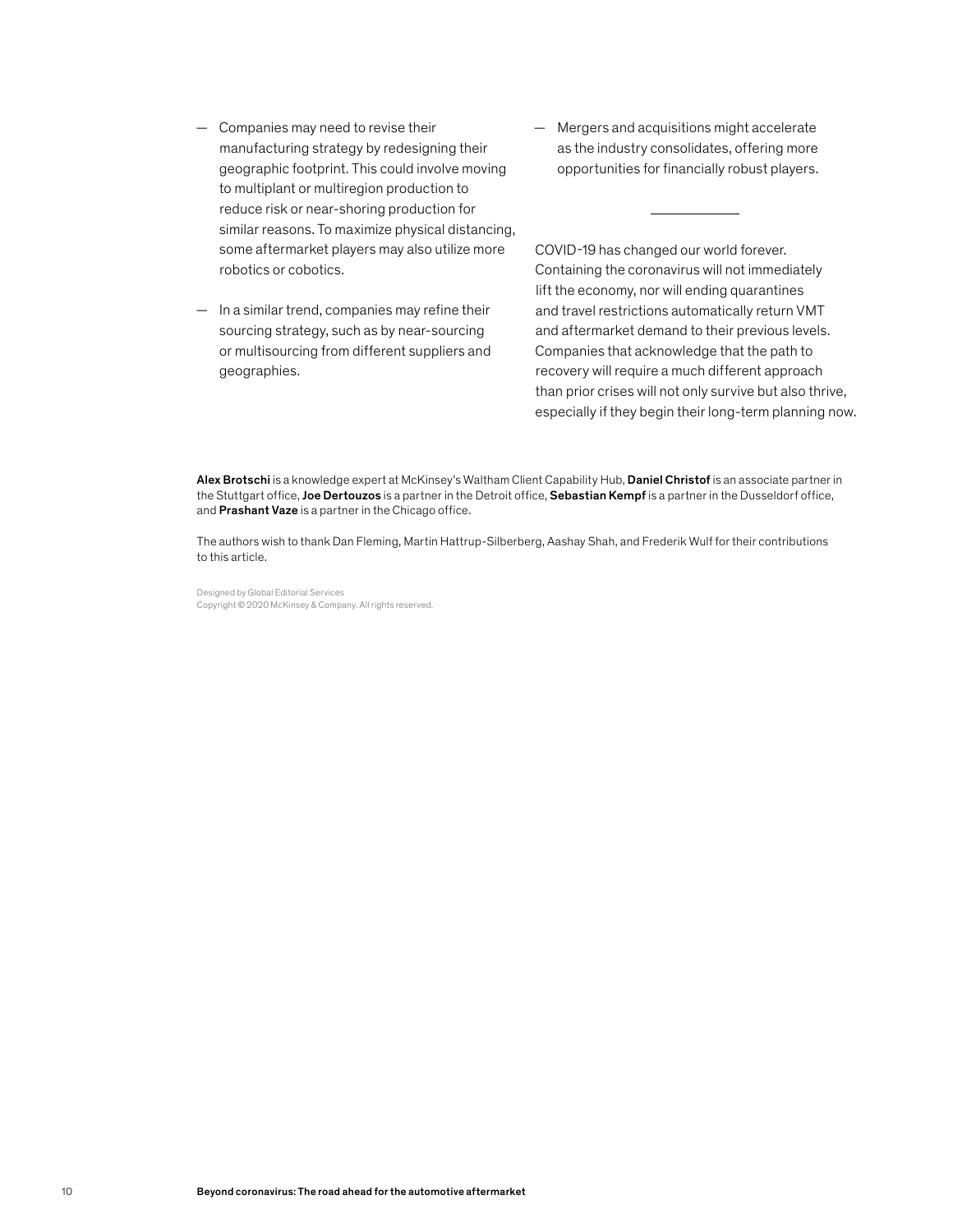- Companies may need to revise their manufacturing strategy by redesigning their geographic footprint. This could involve moving to multiplant or multiregion production to reduce risk or near-shoring production for similar reasons. To maximize physical distancing, some aftermarket players may also utilize more robotics or cobotics.

- In a similar trend, companies may refine their sourcing strategy, such as by near-sourcing or multisourcing from different suppliers and geographies.

- Mergers and acquisitions might accelerate as the industry consolidates, offering more opportunities for financially robust players.

---

COVID-19 has changed our world forever. Containing the coronavirus will not immediately lift the economy, nor will ending quarantines and travel restrictions automatically return VMT and aftermarket demand to their previous levels. Companies that acknowledge that the path to recovery will require a much different approach than prior crises will not only survive but also thrive, especially if they begin their long-term planning now.

**Alex Brotschi** is a knowledge expert at McKinsey's Waltham Client Capability Hub, **Daniel Christof** is an associate partner in the Stuttgart office, **Joe Dertouzos** is a partner in the Detroit office, **Sebastian Kempf** is a partner in the Dusseldorf office, and **Prashant Vaze** is a partner in the Chicago office.

The authors wish to thank Dan Fleming, Martin Hattrup-Silberberg, Aashay Shah, and Frederik Wulf for their contributions to this article.

Designed by Global Editorial Services
Copyright © 2020 McKinsey & Company. All rights reserved.